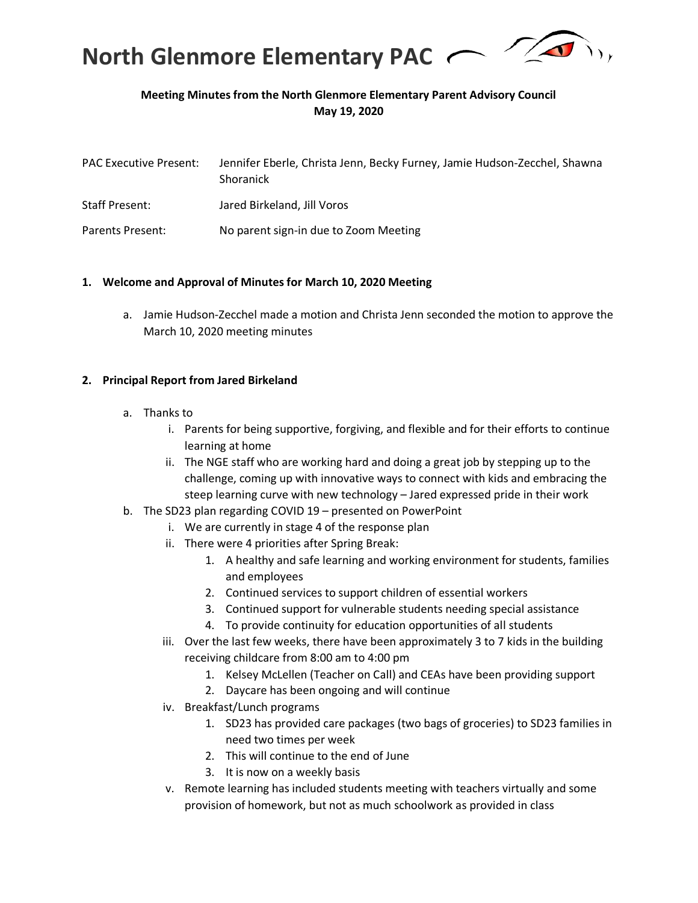# North Glenmore Elementary PAC

**Meeting Minutes from the North Glenmore Elementary Parent Advisory Council**
**May 19, 2020**

PAC Executive Present: Jennifer Eberle, Christa Jenn, Becky Furney, Jamie Hudson-Zecchel, Shawna Shoranick

Staff Present: Jared Birkeland, Jill Voros

Parents Present: No parent sign-in due to Zoom Meeting

**1. Welcome and Approval of Minutes for March 10, 2020 Meeting**

a. Jamie Hudson-Zecchel made a motion and Christa Jenn seconded the motion to approve the March 10, 2020 meeting minutes

**2. Principal Report from Jared Birkeland**

a. Thanks to
   i. Parents for being supportive, forgiving, and flexible and for their efforts to continue learning at home
   ii. The NGE staff who are working hard and doing a great job by stepping up to the challenge, coming up with innovative ways to connect with kids and embracing the steep learning curve with new technology – Jared expressed pride in their work

b. The SD23 plan regarding COVID 19 – presented on PowerPoint
   i. We are currently in stage 4 of the response plan
   ii. There were 4 priorities after Spring Break:
      1. A healthy and safe learning and working environment for students, families and employees
      2. Continued services to support children of essential workers
      3. Continued support for vulnerable students needing special assistance
      4. To provide continuity for education opportunities of all students
   iii. Over the last few weeks, there have been approximately 3 to 7 kids in the building receiving childcare from 8:00 am to 4:00 pm
      1. Kelsey McLellen (Teacher on Call) and CEAs have been providing support
      2. Daycare has been ongoing and will continue
   iv. Breakfast/Lunch programs
      1. SD23 has provided care packages (two bags of groceries) to SD23 families in need two times per week
      2. This will continue to the end of June
      3. It is now on a weekly basis
   v. Remote learning has included students meeting with teachers virtually and some provision of homework, but not as much schoolwork as provided in class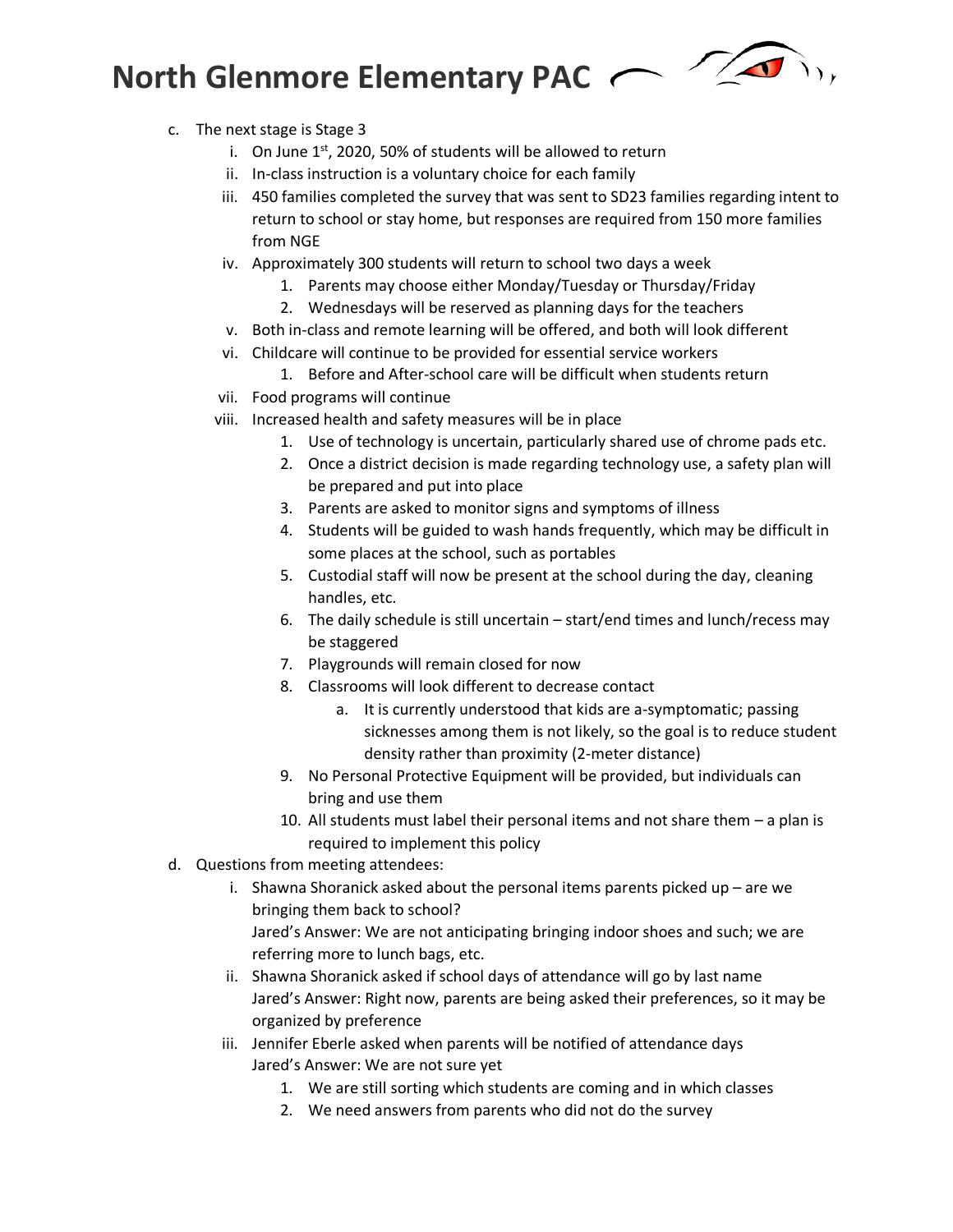c. The next stage is Stage 3
    i. On June 1st, 2020, 50% of students will be allowed to return
    ii. In-class instruction is a voluntary choice for each family
    iii. 450 families completed the survey that was sent to SD23 families regarding intent to return to school or stay home, but responses are required from 150 more families from NGE
    iv. Approximately 300 students will return to school two days a week
        1. Parents may choose either Monday/Tuesday or Thursday/Friday
        2. Wednesdays will be reserved as planning days for the teachers
    v. Both in-class and remote learning will be offered, and both will look different
    vi. Childcare will continue to be provided for essential service workers
        1. Before and After-school care will be difficult when students return
    vii. Food programs will continue
    viii. Increased health and safety measures will be in place
        1. Use of technology is uncertain, particularly shared use of chrome pads etc.
        2. Once a district decision is made regarding technology use, a safety plan will be prepared and put into place
        3. Parents are asked to monitor signs and symptoms of illness
        4. Students will be guided to wash hands frequently, which may be difficult in some places at the school, such as portables
        5. Custodial staff will now be present at the school during the day, cleaning handles, etc.
        6. The daily schedule is still uncertain – start/end times and lunch/recess may be staggered
        7. Playgrounds will remain closed for now
        8. Classrooms will look different to decrease contact
            a. It is currently understood that kids are a-symptomatic; passing sicknesses among them is not likely, so the goal is to reduce student density rather than proximity (2-meter distance)
        9. No Personal Protective Equipment will be provided, but individuals can bring and use them
        10. All students must label their personal items and not share them – a plan is required to implement this policy

d. Questions from meeting attendees:
    i. Shawna Shoranick asked about the personal items parents picked up – are we bringing them back to school?
    Jared's Answer: We are not anticipating bringing indoor shoes and such; we are referring more to lunch bags, etc.
    ii. Shawna Shoranick asked if school days of attendance will go by last name
    Jared's Answer: Right now, parents are being asked their preferences, so it may be organized by preference
    iii. Jennifer Eberle asked when parents will be notified of attendance days
    Jared's Answer: We are not sure yet
        1. We are still sorting which students are coming and in which classes
        2. We need answers from parents who did not do the survey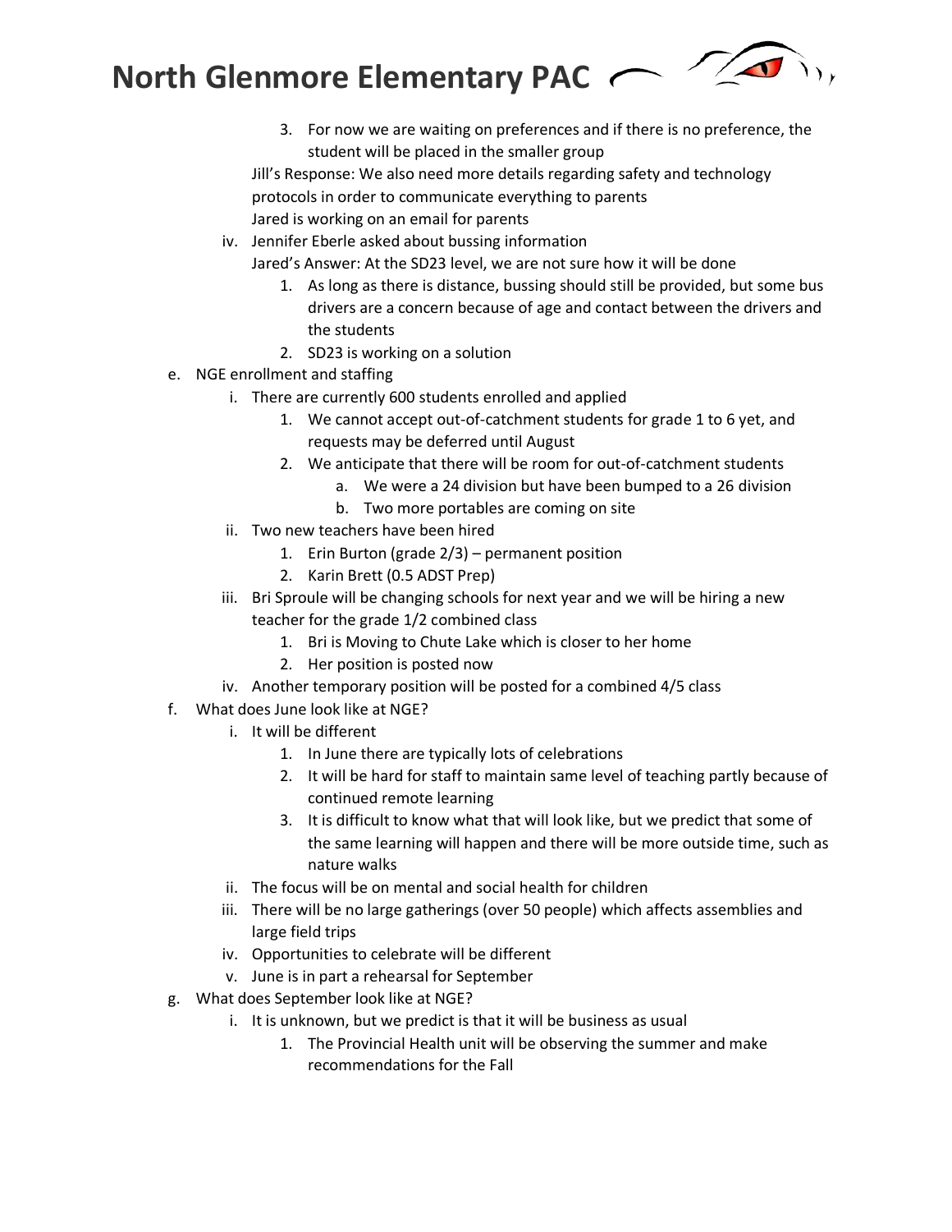3. For now we are waiting on preferences and if there is no preference, the student will be placed in the smaller group

   Jill's Response: We also need more details regarding safety and technology protocols in order to communicate everything to parents

   Jared is working on an email for parents

- iv. Jennifer Eberle asked about bussing information

  Jared's Answer: At the SD23 level, we are not sure how it will be done

  1. As long as there is distance, bussing should still be provided, but some bus drivers are a concern because of age and contact between the drivers and the students
  2. SD23 is working on a solution

- e. NGE enrollment and staffing
  - i. There are currently 600 students enrolled and applied
    1. We cannot accept out-of-catchment students for grade 1 to 6 yet, and requests may be deferred until August
    2. We anticipate that there will be room for out-of-catchment students
       - a. We were a 24 division but have been bumped to a 26 division
       - b. Two more portables are coming on site
  - ii. Two new teachers have been hired
    1. Erin Burton (grade 2/3) – permanent position
    2. Karin Brett (0.5 ADST Prep)
  - iii. Bri Sproule will be changing schools for next year and we will be hiring a new teacher for the grade 1/2 combined class
    1. Bri is Moving to Chute Lake which is closer to her home
    2. Her position is posted now
  - iv. Another temporary position will be posted for a combined 4/5 class
- f. What does June look like at NGE?
  - i. It will be different
    1. In June there are typically lots of celebrations
    2. It will be hard for staff to maintain same level of teaching partly because of continued remote learning
    3. It is difficult to know what that will look like, but we predict that some of the same learning will happen and there will be more outside time, such as nature walks
  - ii. The focus will be on mental and social health for children
  - iii. There will be no large gatherings (over 50 people) which affects assemblies and large field trips
  - iv. Opportunities to celebrate will be different
  - v. June is in part a rehearsal for September
- g. What does September look like at NGE?
  - i. It is unknown, but we predict is that it will be business as usual
    1. The Provincial Health unit will be observing the summer and make recommendations for the Fall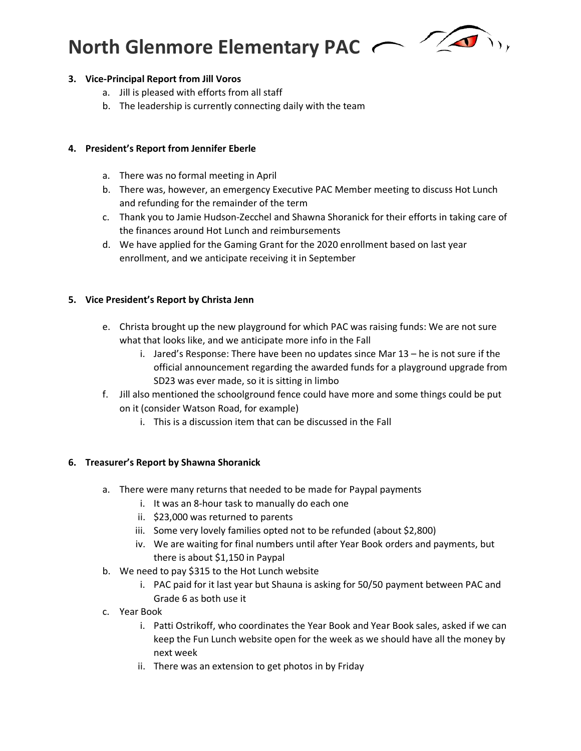# North Glenmore Elementary PAC

**3. Vice-Principal Report from Jill Voros**

a. Jill is pleased with efforts from all staff
b. The leadership is currently connecting daily with the team

**4. President's Report from Jennifer Eberle**

a. There was no formal meeting in April
b. There was, however, an emergency Executive PAC Member meeting to discuss Hot Lunch and refunding for the remainder of the term
c. Thank you to Jamie Hudson-Zecchel and Shawna Shoranick for their efforts in taking care of the finances around Hot Lunch and reimbursements
d. We have applied for the Gaming Grant for the 2020 enrollment based on last year enrollment, and we anticipate receiving it in September

**5. Vice President's Report by Christa Jenn**

e. Christa brought up the new playground for which PAC was raising funds: We are not sure what that looks like, and we anticipate more info in the Fall
   i. Jared's Response: There have been no updates since Mar 13 – he is not sure if the official announcement regarding the awarded funds for a playground upgrade from SD23 was ever made, so it is sitting in limbo
f. Jill also mentioned the schoolground fence could have more and some things could be put on it (consider Watson Road, for example)
   i. This is a discussion item that can be discussed in the Fall

**6. Treasurer's Report by Shawna Shoranick**

a. There were many returns that needed to be made for Paypal payments
   i. It was an 8-hour task to manually do each one
   ii. $23,000 was returned to parents
   iii. Some very lovely families opted not to be refunded (about $2,800)
   iv. We are waiting for final numbers until after Year Book orders and payments, but there is about $1,150 in Paypal
b. We need to pay $315 to the Hot Lunch website
   i. PAC paid for it last year but Shauna is asking for 50/50 payment between PAC and Grade 6 as both use it
c. Year Book
   i. Patti Ostrikoff, who coordinates the Year Book and Year Book sales, asked if we can keep the Fun Lunch website open for the week as we should have all the money by next week
   ii. There was an extension to get photos in by Friday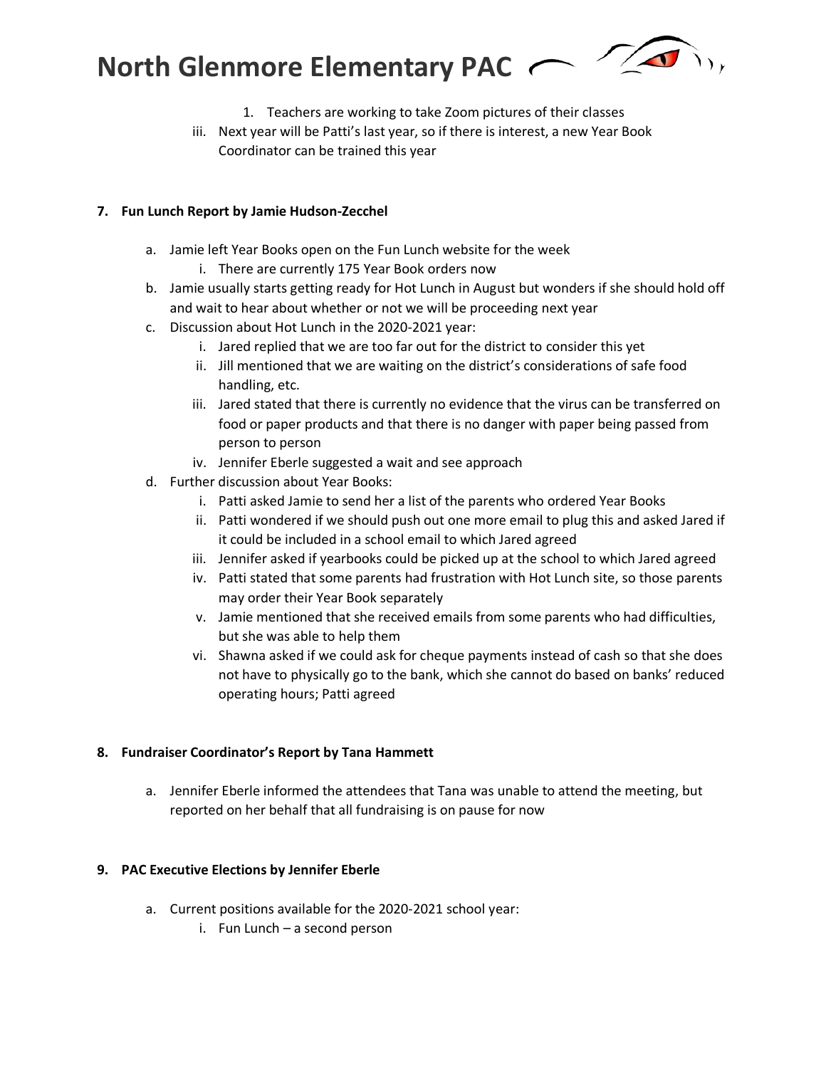1. Teachers are working to take Zoom pictures of their classes

iii. Next year will be Patti's last year, so if there is interest, a new Year Book Coordinator can be trained this year

**7. Fun Lunch Report by Jamie Hudson-Zecchel**

a. Jamie left Year Books open on the Fun Lunch website for the week
   - i. There are currently 175 Year Book orders now

b. Jamie usually starts getting ready for Hot Lunch in August but wonders if she should hold off and wait to hear about whether or not we will be proceeding next year

c. Discussion about Hot Lunch in the 2020-2021 year:
   - i. Jared replied that we are too far out for the district to consider this yet
   - ii. Jill mentioned that we are waiting on the district's considerations of safe food handling, etc.
   - iii. Jared stated that there is currently no evidence that the virus can be transferred on food or paper products and that there is no danger with paper being passed from person to person
   - iv. Jennifer Eberle suggested a wait and see approach

d. Further discussion about Year Books:
   - i. Patti asked Jamie to send her a list of the parents who ordered Year Books
   - ii. Patti wondered if we should push out one more email to plug this and asked Jared if it could be included in a school email to which Jared agreed
   - iii. Jennifer asked if yearbooks could be picked up at the school to which Jared agreed
   - iv. Patti stated that some parents had frustration with Hot Lunch site, so those parents may order their Year Book separately
   - v. Jamie mentioned that she received emails from some parents who had difficulties, but she was able to help them
   - vi. Shawna asked if we could ask for cheque payments instead of cash so that she does not have to physically go to the bank, which she cannot do based on banks' reduced operating hours; Patti agreed

**8. Fundraiser Coordinator's Report by Tana Hammett**

a. Jennifer Eberle informed the attendees that Tana was unable to attend the meeting, but reported on her behalf that all fundraising is on pause for now

**9. PAC Executive Elections by Jennifer Eberle**

a. Current positions available for the 2020-2021 school year:
   - i. Fun Lunch – a second person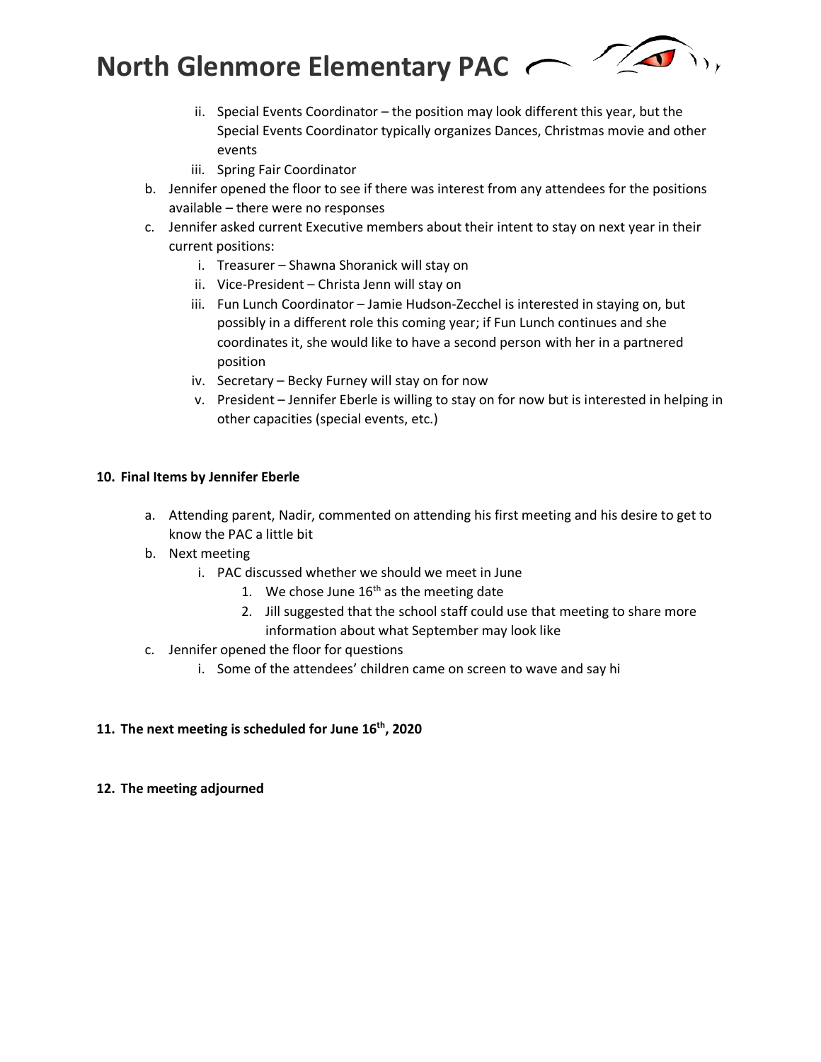- ii. Special Events Coordinator – the position may look different this year, but the Special Events Coordinator typically organizes Dances, Christmas movie and other events
   - iii. Spring Fair Coordinator
- b. Jennifer opened the floor to see if there was interest from any attendees for the positions available – there were no responses
- c. Jennifer asked current Executive members about their intent to stay on next year in their current positions:
   - i. Treasurer – Shawna Shoranick will stay on
   - ii. Vice-President – Christa Jenn will stay on
   - iii. Fun Lunch Coordinator – Jamie Hudson-Zecchel is interested in staying on, but possibly in a different role this coming year; if Fun Lunch continues and she coordinates it, she would like to have a second person with her in a partnered position
   - iv. Secretary – Becky Furney will stay on for now
   - v. President – Jennifer Eberle is willing to stay on for now but is interested in helping in other capacities (special events, etc.)

**10. Final Items by Jennifer Eberle**

- a. Attending parent, Nadir, commented on attending his first meeting and his desire to get to know the PAC a little bit
- b. Next meeting
   - i. PAC discussed whether we should we meet in June
      1. We chose June 16th as the meeting date
      2. Jill suggested that the school staff could use that meeting to share more information about what September may look like
- c. Jennifer opened the floor for questions
   - i. Some of the attendees' children came on screen to wave and say hi

**11. The next meeting is scheduled for June 16th, 2020**

**12. The meeting adjourned**